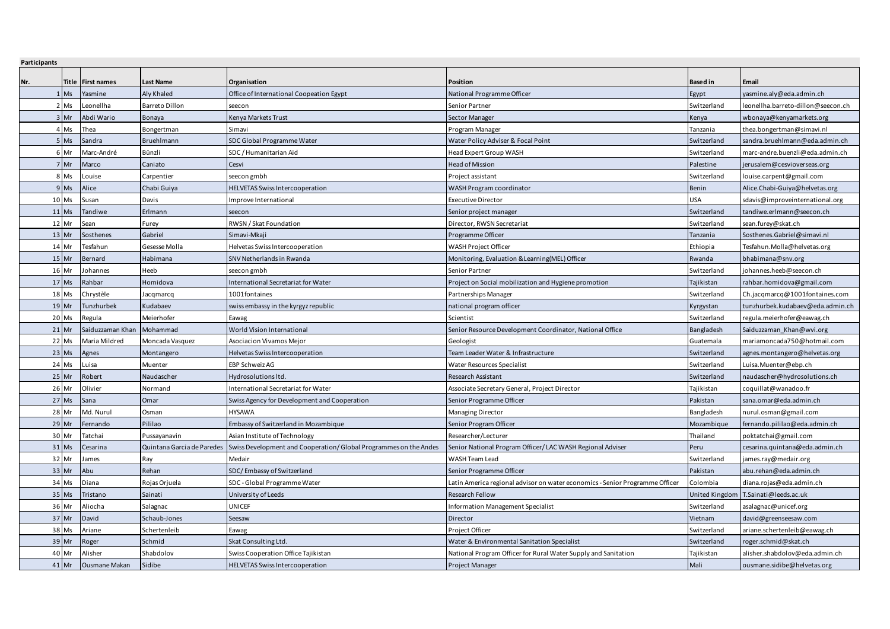**Participants**

| Nr. | Title | First names | Last Name | Organisation | Position | Based in | Email |
|---|---|---|---|---|---|---|---|
| 1 | Ms | Yasmine | Aly Khaled | Office of International Coopeation Egypt | National Programme Officer | Egypt | yasmine.aly@eda.admin.ch |
| 2 | Ms | Leonellha | Barreto Dillon | seecon | Senior Partner | Switzerland | leonellha.barreto-dillon@seecon.ch |
| 3 | Mr | Abdi Wario | Bonaya | Kenya Markets Trust | Sector Manager | Kenya | wbonaya@kenyamarkets.org |
| 4 | Ms | Thea | Bongertman | Simavi | Program Manager | Tanzania | thea.bongertman@simavi.nl |
| 5 | Ms | Sandra | Bruehlmann | SDC Global Programme Water | Water Policy Adviser & Focal Point | Switzerland | sandra.bruehlmann@eda.admin.ch |
| 6 | Mr | Marc-André | Bünzli | SDC / Humanitarian Aid | Head Expert Group WASH | Switzerland | marc-andre.buenzli@eda.admin.ch |
| 7 | Mr | Marco | Caniato | Cesvi | Head of Mission | Palestine | jerusalem@cesvioverseas.org |
| 8 | Ms | Louise | Carpentier | seecon gmbh | Project assistant | Switzerland | louise.carpent@gmail.com |
| 9 | Ms | Alice | Chabi Guiya | HELVETAS Swiss Intercooperation | WASH Program coordinator | Benin | Alice.Chabi-Guiya@helvetas.org |
| 10 | Ms | Susan | Davis | Improve International | Executive Director | USA | sdavis@improveinternational.org |
| 11 | Ms | Tandiwe | Erlmann | seecon | Senior project manager | Switzerland | tandiwe.erlmann@seecon.ch |
| 12 | Mr | Sean | Furey | RWSN / Skat Foundation | Director, RWSN Secretariat | Switzerland | sean.furey@skat.ch |
| 13 | Mr | Sosthenes | Gabriel | Simavi-Mkaji | Programme Officer | Tanzania | Sosthenes.Gabriel@simavi.nl |
| 14 | Mr | Tesfahun | Gesesse Molla | Helvetas Swiss Intercooperation | WASH Project Officer | Ethiopia | Tesfahun.Molla@helvetas.org |
| 15 | Mr | Bernard | Habimana | SNV Netherlands in Rwanda | Monitoring, Evaluation &Learning(MEL) Officer | Rwanda | bhabimana@snv.org |
| 16 | Mr | Johannes | Heeb | seecon gmbh | Senior Partner | Switzerland | johannes.heeb@seecon.ch |
| 17 | Ms | Rahbar | Homidova | International Secretariat for Water | Project on Social mobilization and Hygiene promotion | Tajikistan | rahbar.homidova@gmail.com |
| 18 | Ms | Chrystèle | Jacqmarcq | 1001fontaines | Partnerships Manager | Switzerland | Ch.jacqmarcq@1001fontaines.com |
| 19 | Mr | Tunzhurbek | Kudabaev | swiss embassy in the kyrgyz republic | national program officer | Kyrgystan | tunzhurbek.kudabaev@eda.admin.ch |
| 20 | Ms | Regula | Meierhofer | Eawag | Scientist | Switzerland | regula.meierhofer@eawag.ch |
| 21 | Mr | Saiduzzaman Khan | Mohammad | World Vision International | Senior Resource Development Coordinator, National Office | Bangladesh | Saiduzzaman_Khan@wvi.org |
| 22 | Ms | Maria Mildred | Moncada Vasquez | Asociacion Vivamos Mejor | Geologist | Guatemala | mariamoncada750@hotmail.com |
| 23 | Ms | Agnes | Montangero | Helvetas Swiss Intercooperation | Team Leader Water & Infrastructure | Switzerland | agnes.montangero@helvetas.org |
| 24 | Ms | Luisa | Muenter | EBP Schweiz AG | Water Resources Specialist | Switzerland | Luisa.Muenter@ebp.ch |
| 25 | Mr | Robert | Naudascher | Hydrosolutions ltd. | Research Assistant | Switzerland | naudascher@hydrosolutions.ch |
| 26 | Mr | Olivier | Normand | International Secretariat for Water | Associate Secretary General, Project Director | Tajikistan | coquillat@wanadoo.fr |
| 27 | Ms | Sana | Omar | Swiss Agency for Development and Cooperation | Senior Programme Officer | Pakistan | sana.omar@eda.admin.ch |
| 28 | Mr | Md. Nurul | Osman | HYSAWA | Managing Director | Bangladesh | nurul.osman@gmail.com |
| 29 | Mr | Fernando | Pililao | Embassy of Switzerland in Mozambique | Senior Program Officer | Mozambique | fernando.pililao@eda.admin.ch |
| 30 | Mr | Tatchai | Pussayanavin | Asian Institute of Technology | Researcher/Lecturer | Thailand | poktatchai@gmail.com |
| 31 | Ms | Cesarina | Quintana Garcia de Paredes | Swiss Development and Cooperation/ Global Programmes on the Andes | Senior National Program Officer/ LAC WASH Regional Adviser | Peru | cesarina.quintana@eda.admin.ch |
| 32 | Mr | James | Ray | Medair | WASH Team Lead | Switzerland | james.ray@medair.org |
| 33 | Mr | Abu | Rehan | SDC/ Embassy of Switzerland | Senior Programme Officer | Pakistan | abu.rehan@eda.admin.ch |
| 34 | Ms | Diana | Rojas Orjuela | SDC - Global Programme Water | Latin America regional advisor on water economics - Senior Programme Officer | Colombia | diana.rojas@eda.admin.ch |
| 35 | Ms | Tristano | Sainati | University of Leeds | Research Fellow | United Kingdom | T.Sainati@leeds.ac.uk |
| 36 | Mr | Aliocha | Salagnac | UNICEF | Information Management Specialist | Switzerland | asalagnac@unicef.org |
| 37 | Mr | David | Schaub-Jones | Seesaw | Director | Vietnam | david@greenseesaw.com |
| 38 | Ms | Ariane | Schertenleib | Eawag | Project Officer | Switzerland | ariane.schertenleib@eawag.ch |
| 39 | Mr | Roger | Schmid | Skat Consulting Ltd. | Water & Environmental Sanitation Specialist | Switzerland | roger.schmid@skat.ch |
| 40 | Mr | Alisher | Shabdolov | Swiss Cooperation Office Tajikistan | National Program Officer for Rural Water Supply and Sanitation | Tajikistan | alisher.shabdolov@eda.admin.ch |
| 41 | Mr | Ousmane Makan | Sidibe | HELVETAS Swiss Intercooperation | Project Manager | Mali | ousmane.sidibe@helvetas.org |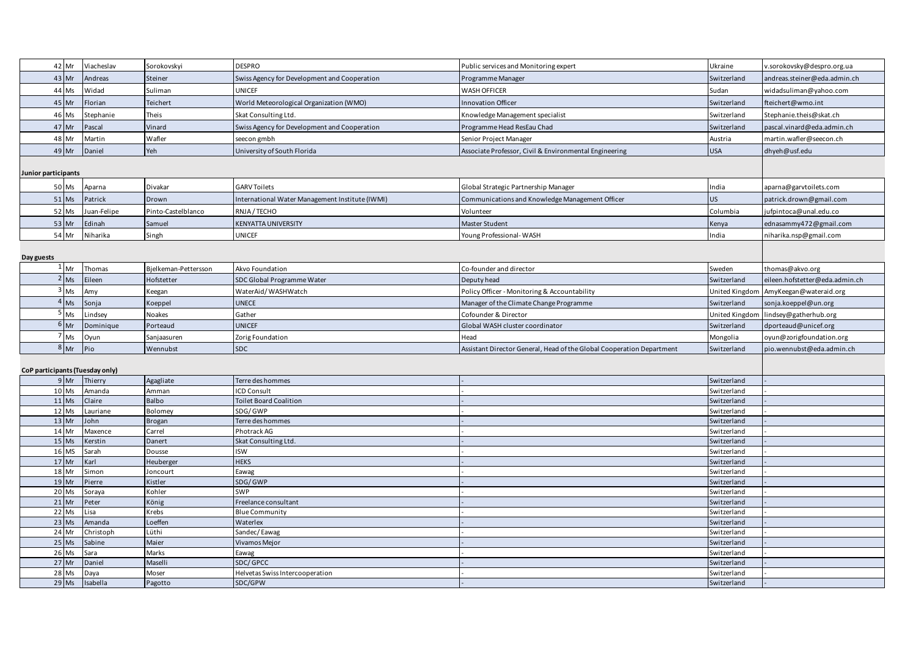| | | | | | | | |
|---|---|---|---|---|---|---|---|
| 42 | Mr | Viacheslav | Sorokovskyi | DESPRO | Public services and Monitoring expert | Ukraine | v.sorokovsky@despro.org.ua |
| 43 | Mr | Andreas | Steiner | Swiss Agency for Development and Cooperation | Programme Manager | Switzerland | andreas.steiner@eda.admin.ch |
| 44 | Ms | Widad | Suliman | UNICEF | WASH OFFICER | Sudan | widadsuliman@yahoo.com |
| 45 | Mr | Florian | Teichert | World Meteorological Organization (WMO) | Innovation Officer | Switzerland | fteichert@wmo.int |
| 46 | Ms | Stephanie | Theis | Skat Consulting Ltd. | Knowledge Management specialist | Switzerland | Stephanie.theis@skat.ch |
| 47 | Mr | Pascal | Vinard | Swiss Agency for Development and Cooperation | Programme Head ResEau Chad | Switzerland | pascal.vinard@eda.admin.ch |
| 48 | Mr | Martin | Wafler | seecon gmbh | Senior Project Manager | Austria | martin.wafler@seecon.ch |
| 49 | Mr | Daniel | Yeh | University of South Florida | Associate Professor, Civil & Environmental Engineering | USA | dhyeh@usf.edu |
| **Junior participants** | | | | | | | |
| 50 | Ms | Aparna | Divakar | GARV Toilets | Global Strategic Partnership Manager | India | aparna@garvtoilets.com |
| 51 | Ms | Patrick | Drown | International Water Management Institute (IWMI) | Communications and Knowledge Management Officer | US | patrick.drown@gmail.com |
| 52 | Ms | Juan-Felipe | Pinto-Castelblanco | RNJA / TECHO | Volunteer | Columbia | jufpintoca@unal.edu.co |
| 53 | Mr | Edinah | Samuel | KENYATTA UNIVERSITY | Master Student | Kenya | ednasammy472@gmail.com |
| 54 | Mr | Niharika | Singh | UNICEF | Young Professional- WASH | India | niharika.nsp@gmail.com |
| **Day guests** | | | | | | | |
| 1 | Mr | Thomas | Bjelkeman-Pettersson | Akvo Foundation | Co-founder and director | Sweden | thomas@akvo.org |
| 2 | Ms | Eileen | Hofstetter | SDC Global Programme Water | Deputy head | Switzerland | eileen.hofstetter@eda.admin.ch |
| 3 | Ms | Amy | Keegan | WaterAid/ WASHWatch | Policy Officer - Monitoring & Accountability | United Kingdom | AmyKeegan@wateraid.org |
| 4 | Ms | Sonja | Koeppel | UNECE | Manager of the Climate Change Programme | Switzerland | sonja.koeppel@un.org |
| 5 | Ms | Lindsey | Noakes | Gather | Cofounder & Director | United Kingdom | lindsey@gatherhub.org |
| 6 | Mr | Dominique | Porteaud | UNICEF | Global WASH cluster coordinator | Switzerland | dporteaud@unicef.org |
| 7 | Ms | Oyun | Sanjaasuren | Zorig Foundation | Head | Mongolia | oyun@zorigfoundation.org |
| 8 | Mr | Pio | Wennubst | SDC | Assistant Director General, Head of the Global Cooperation Department | Switzerland | pio.wennubst@eda.admin.ch |
| **CoP participants (Tuesday only)** | | | | | | | |
| 9 | Mr | Thierry | Agagliate | Terre des hommes | - | Switzerland | - |
| 10 | Ms | Amanda | Amman | ICD Consult | - | Switzerland | - |
| 11 | Ms | Claire | Balbo | Toilet Board Coalition | - | Switzerland | - |
| 12 | Ms | Lauriane | Bolomey | SDG/ GWP | - | Switzerland | - |
| 13 | Mr | John | Brogan | Terre des hommes | - | Switzerland | - |
| 14 | Mr | Maxence | Carrel | Photrack AG | - | Switzerland | - |
| 15 | Ms | Kerstin | Danert | Skat Consulting Ltd. | - | Switzerland | - |
| 16 | MS | Sarah | Dousse | ISW | - | Switzerland | - |
| 17 | Mr | Karl | Heuberger | HEKS | - | Switzerland | - |
| 18 | Mr | Simon | Joncourt | Eawag | - | Switzerland | - |
| 19 | Mr | Pierre | Kistler | SDG/ GWP | - | Switzerland | - |
| 20 | Ms | Soraya | Kohler | SWP | - | Switzerland | - |
| 21 | Mr | Peter | König | Freelance consultant | - | Switzerland | - |
| 22 | Ms | Lisa | Krebs | Blue Community | - | Switzerland | - |
| 23 | Ms | Amanda | Loeffen | Waterlex | - | Switzerland | - |
| 24 | Mr | Christoph | Lüthi | Sandec/ Eawag | - | Switzerland | - |
| 25 | Ms | Sabine | Maier | Vivamos Mejor | - | Switzerland | - |
| 26 | Ms | Sara | Marks | Eawag | - | Switzerland | - |
| 27 | Mr | Daniel | Maselli | SDC/ GPCC | - | Switzerland | - |
| 28 | Ms | Daya | Moser | Helvetas Swiss Intercooperation | - | Switzerland | - |
| 29 | Ms | Isabella | Pagotto | SDC/GPW | - | Switzerland | - |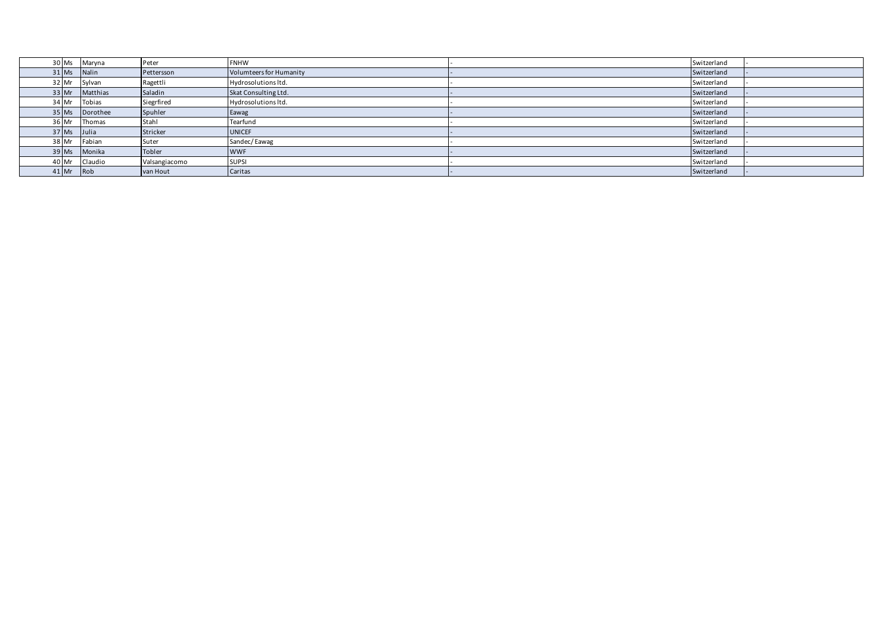| | | | | | | | |
|---|---|---|---|---|---|---|---|
| 30 | Ms | Maryna | Peter | FNHW | - | Switzerland | - |
| 31 | Ms | Nalin | Pettersson | Volumteers for Humanity | - | Switzerland | - |
| 32 | Mr | Sylvan | Ragettli | Hydrosolutions ltd. | - | Switzerland | - |
| 33 | Mr | Matthias | Saladin | Skat Consulting Ltd. | - | Switzerland | - |
| 34 | Mr | Tobias | Siegrfired | Hydrosolutions ltd. | - | Switzerland | - |
| 35 | Ms | Dorothee | Spuhler | Eawag | - | Switzerland | - |
| 36 | Mr | Thomas | Stahl | Tearfund | - | Switzerland | - |
| 37 | Ms | Julia | Stricker | UNICEF | - | Switzerland | - |
| 38 | Mr | Fabian | Suter | Sandec/ Eawag | - | Switzerland | - |
| 39 | Ms | Monika | Tobler | WWF | - | Switzerland | - |
| 40 | Mr | Claudio | Valsangiacomo | SUPSI | - | Switzerland | - |
| 41 | Mr | Rob | van Hout | Caritas | - | Switzerland | - |